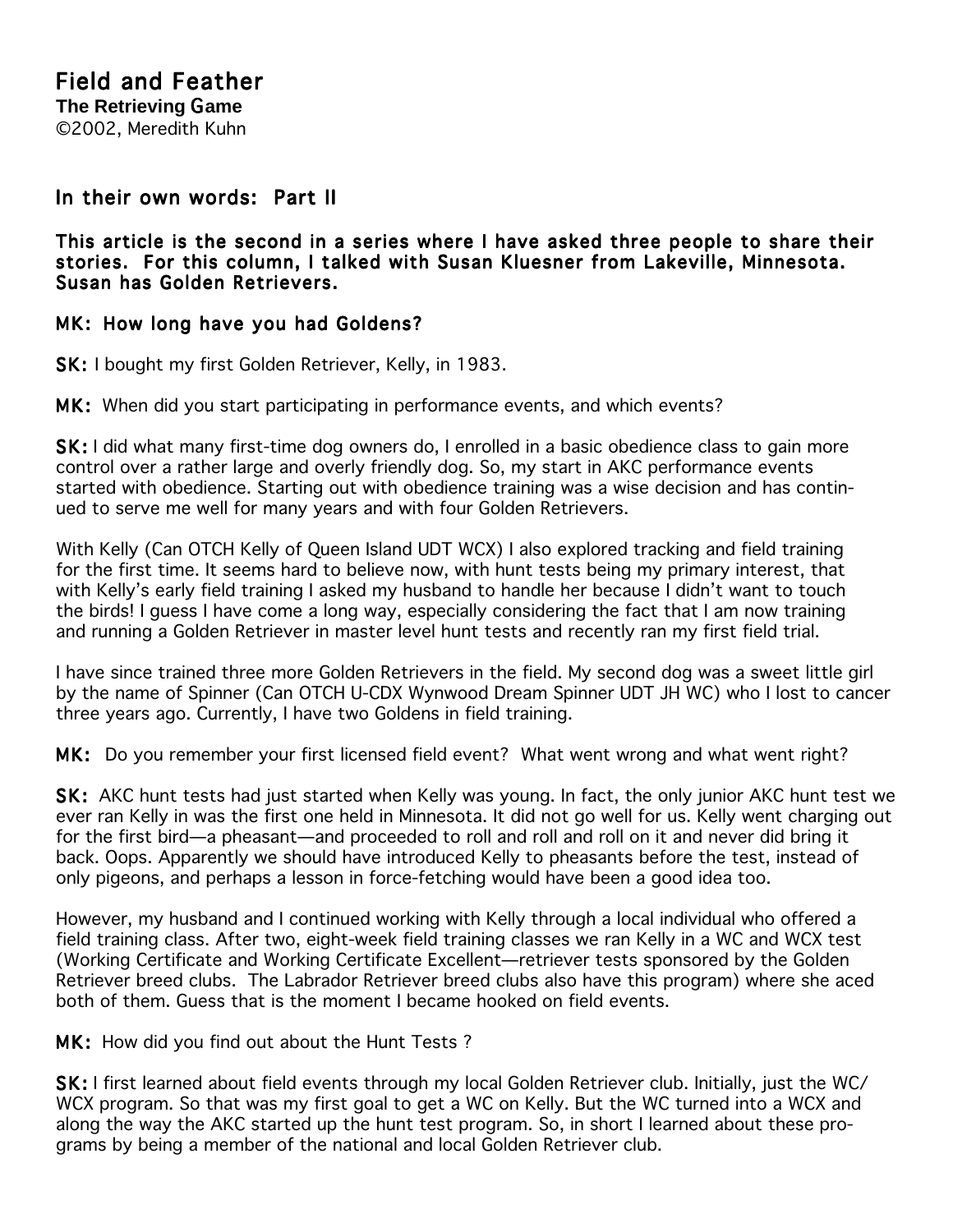# Field and Feather

**The Retrieving Game**

©2002, Meredith Kuhn

## In their own words: Part II

**This article is the second in a series where I have asked three people to share their stories. For this column, I talked with Susan Kluesner from Lakeville, Minnesota. Susan has Golden Retrievers.**

### MK: How long have you had Goldens?

**SK:** I bought my first Golden Retriever, Kelly, in 1983.

**MK:** When did you start participating in performance events, and which events?

**SK:** I did what many first-time dog owners do, I enrolled in a basic obedience class to gain more control over a rather large and overly friendly dog. So, my start in AKC performance events started with obedience. Starting out with obedience training was a wise decision and has continued to serve me well for many years and with four Golden Retrievers.

With Kelly (Can OTCH Kelly of Queen Island UDT WCX) I also explored tracking and field training for the first time. It seems hard to believe now, with hunt tests being my primary interest, that with Kelly's early field training I asked my husband to handle her because I didn't want to touch the birds! I guess I have come a long way, especially considering the fact that I am now training and running a Golden Retriever in master level hunt tests and recently ran my first field trial.

I have since trained three more Golden Retrievers in the field. My second dog was a sweet little girl by the name of Spinner (Can OTCH U-CDX Wynwood Dream Spinner UDT JH WC) who I lost to cancer three years ago. Currently, I have two Goldens in field training.

**MK:** Do you remember your first licensed field event? What went wrong and what went right?

**SK:** AKC hunt tests had just started when Kelly was young. In fact, the only junior AKC hunt test we ever ran Kelly in was the first one held in Minnesota. It did not go well for us. Kelly went charging out for the first bird—a pheasant—and proceeded to roll and roll and roll on it and never did bring it back. Oops. Apparently we should have introduced Kelly to pheasants before the test, instead of only pigeons, and perhaps a lesson in force-fetching would have been a good idea too.

However, my husband and I continued working with Kelly through a local individual who offered a field training class. After two, eight-week field training classes we ran Kelly in a WC and WCX test (Working Certificate and Working Certificate Excellent—retriever tests sponsored by the Golden Retriever breed clubs. The Labrador Retriever breed clubs also have this program) where she aced both of them. Guess that is the moment I became hooked on field events.

**MK:** How did you find out about the Hunt Tests ?

**SK:** I first learned about field events through my local Golden Retriever club. Initially, just the WC/WCX program. So that was my first goal to get a WC on Kelly. But the WC turned into a WCX and along the way the AKC started up the hunt test program. So, in short I learned about these programs by being a member of the national and local Golden Retriever club.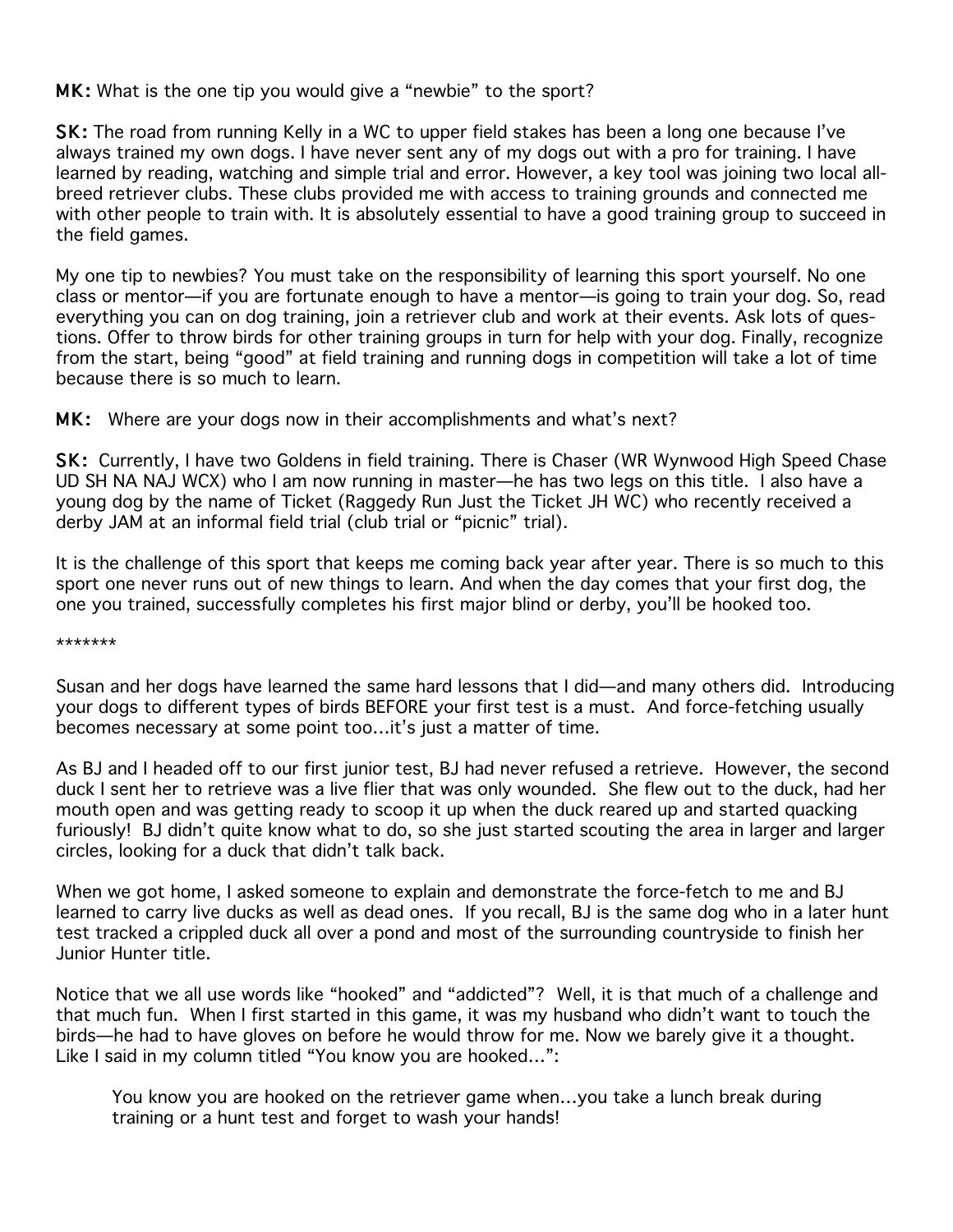**MK:** What is the one tip you would give a "newbie" to the sport?

**SK:** The road from running Kelly in a WC to upper field stakes has been a long one because I've always trained my own dogs. I have never sent any of my dogs out with a pro for training. I have learned by reading, watching and simple trial and error. However, a key tool was joining two local all-breed retriever clubs. These clubs provided me with access to training grounds and connected me with other people to train with. It is absolutely essential to have a good training group to succeed in the field games.

My one tip to newbies? You must take on the responsibility of learning this sport yourself. No one class or mentor—if you are fortunate enough to have a mentor—is going to train your dog. So, read everything you can on dog training, join a retriever club and work at their events. Ask lots of questions. Offer to throw birds for other training groups in turn for help with your dog. Finally, recognize from the start, being "good" at field training and running dogs in competition will take a lot of time because there is so much to learn.

**MK:** Where are your dogs now in their accomplishments and what's next?

**SK:** Currently, I have two Goldens in field training. There is Chaser (WR Wynwood High Speed Chase UD SH NA NAJ WCX) who I am now running in master—he has two legs on this title. I also have a young dog by the name of Ticket (Raggedy Run Just the Ticket JH WC) who recently received a derby JAM at an informal field trial (club trial or "picnic" trial).

It is the challenge of this sport that keeps me coming back year after year. There is so much to this sport one never runs out of new things to learn. And when the day comes that your first dog, the one you trained, successfully completes his first major blind or derby, you'll be hooked too.

*******

Susan and her dogs have learned the same hard lessons that I did—and many others did. Introducing your dogs to different types of birds BEFORE your first test is a must. And force-fetching usually becomes necessary at some point too…it's just a matter of time.

As BJ and I headed off to our first junior test, BJ had never refused a retrieve. However, the second duck I sent her to retrieve was a live flier that was only wounded. She flew out to the duck, had her mouth open and was getting ready to scoop it up when the duck reared up and started quacking furiously! BJ didn't quite know what to do, so she just started scouting the area in larger and larger circles, looking for a duck that didn't talk back.

When we got home, I asked someone to explain and demonstrate the force-fetch to me and BJ learned to carry live ducks as well as dead ones. If you recall, BJ is the same dog who in a later hunt test tracked a crippled duck all over a pond and most of the surrounding countryside to finish her Junior Hunter title.

Notice that we all use words like "hooked" and "addicted"? Well, it is that much of a challenge and that much fun. When I first started in this game, it was my husband who didn't want to touch the birds—he had to have gloves on before he would throw for me. Now we barely give it a thought. Like I said in my column titled "You know you are hooked…":

> You know you are hooked on the retriever game when…you take a lunch break during training or a hunt test and forget to wash your hands!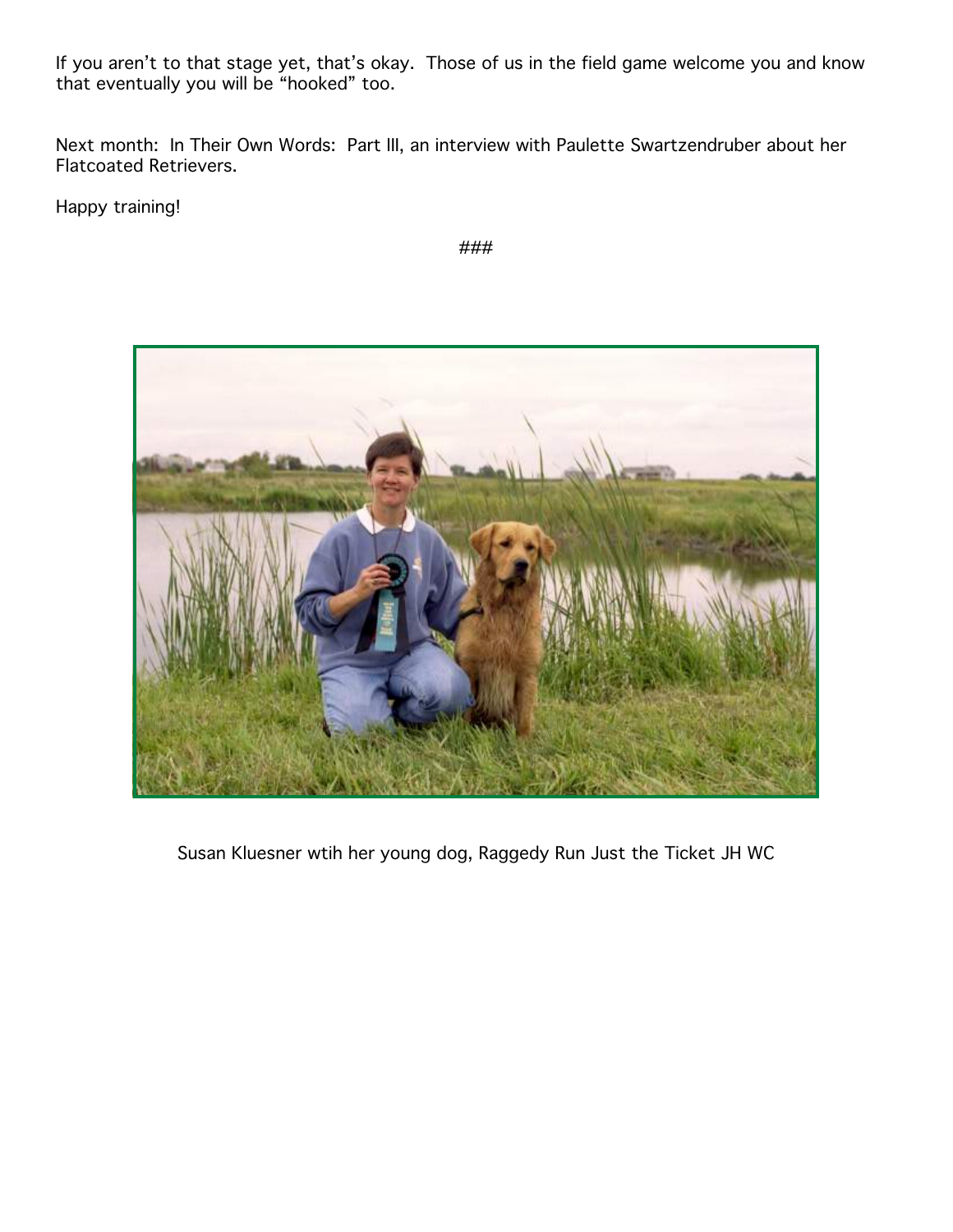If you aren't to that stage yet, that's okay. Those of us in the field game welcome you and know that eventually you will be "hooked" too.

Next month: In Their Own Words: Part III, an interview with Paulette Swartzendruber about her Flatcoated Retrievers.

Happy training!

###

Susan Kluesner wtih her young dog, Raggedy Run Just the Ticket JH WC